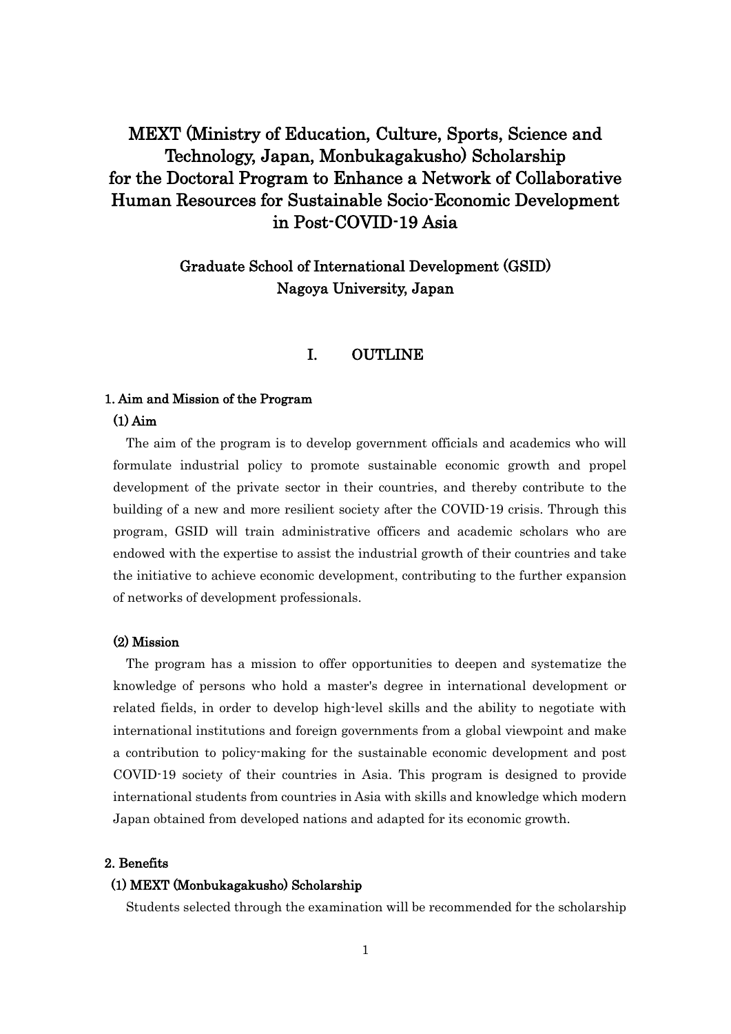# MEXT (Ministry of Education, Culture, Sports, Science and Technology, Japan, Monbukagakusho) Scholarship for the Doctoral Program to Enhance a Network of Collaborative Human Resources for Sustainable Socio-Economic Development in Post-COVID-19 Asia

## Graduate School of International Development (GSID) Nagoya University, Japan

## I. OUTLINE

### 1. Aim and Mission of the Program

#### (1) Aim

The aim of the program is to develop government officials and academics who will formulate industrial policy to promote sustainable economic growth and propel development of the private sector in their countries, and thereby contribute to the building of a new and more resilient society after the COVID-19 crisis. Through this program, GSID will train administrative officers and academic scholars who are endowed with the expertise to assist the industrial growth of their countries and take the initiative to achieve economic development, contributing to the further expansion of networks of development professionals.

#### (2) Mission

The program has a mission to offer opportunities to deepen and systematize the knowledge of persons who hold a master's degree in international development or related fields, in order to develop high-level skills and the ability to negotiate with international institutions and foreign governments from a global viewpoint and make a contribution to policy-making for the sustainable economic development and post COVID-19 society of their countries in Asia. This program is designed to provide international students from countries in Asia with skills and knowledge which modern Japan obtained from developed nations and adapted for its economic growth.

### 2. Benefits

#### (1) MEXT (Monbukagakusho) Scholarship

Students selected through the examination will be recommended for the scholarship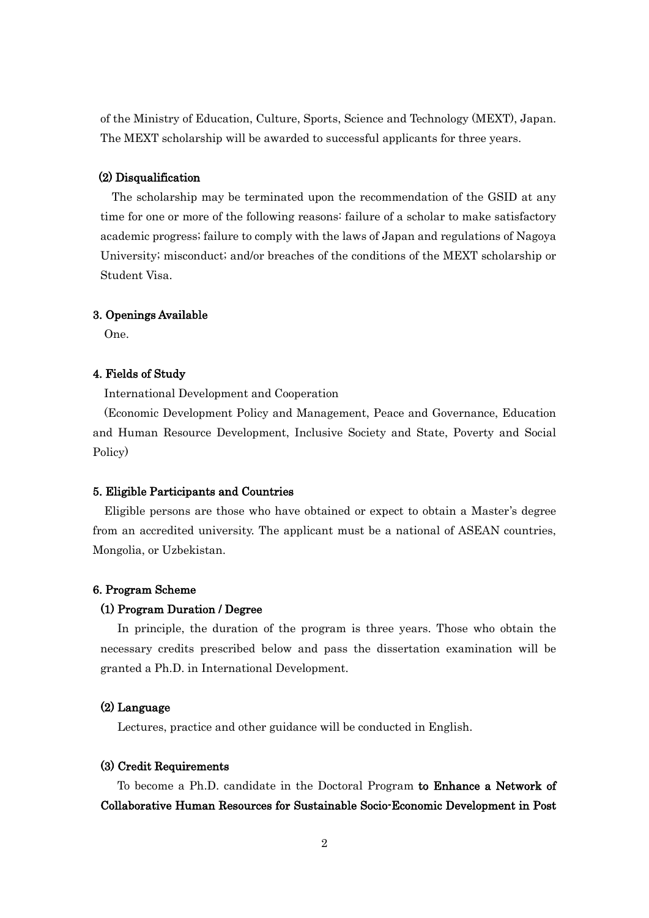of the Ministry of Education, Culture, Sports, Science and Technology (MEXT), Japan. The MEXT scholarship will be awarded to successful applicants for three years.

### (2) Disqualification

The scholarship may be terminated upon the recommendation of the GSID at any time for one or more of the following reasons: failure of a scholar to make satisfactory academic progress; failure to comply with the laws of Japan and regulations of Nagoya University; misconduct; and/or breaches of the conditions of the MEXT scholarship or Student Visa.

## 3. Openings Available

One.

## 4. Fields of Study

International Development and Cooperation

(Economic Development Policy and Management, Peace and Governance, Education and Human Resource Development, Inclusive Society and State, Poverty and Social Policy)

## 5. Eligible Participants and Countries

Eligible persons are those who have obtained or expect to obtain a Master's degree from an accredited university. The applicant must be a national of ASEAN countries, Mongolia, or Uzbekistan.

## 6. Program Scheme

### (1) Program Duration / Degree

In principle, the duration of the program is three years. Those who obtain the necessary credits prescribed below and pass the dissertation examination will be granted a Ph.D. in International Development.

### (2) Language

Lectures, practice and other guidance will be conducted in English.

### (3) Credit Requirements

To become a Ph.D. candidate in the Doctoral Program **to Enhance a Network of Collaborative Human Resources for Sustainable Socio-Economic Development in Post**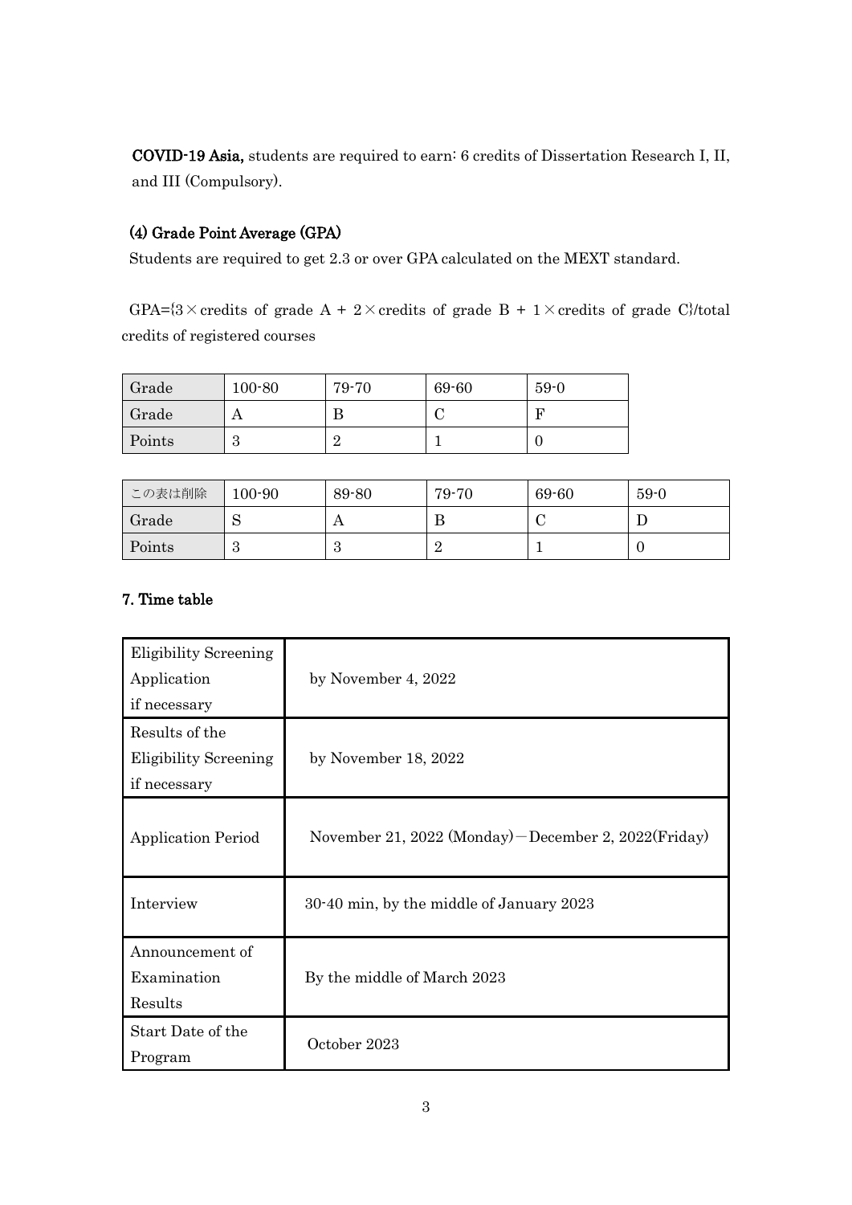**COVID-19 Asia,** students are required to earn: 6 credits of Dissertation Research I, II, and III (Compulsory).

### (4) Grade Point Average (GPA)

Students are required to get 2.3 or over GPA calculated on the MEXT standard.

GPA={3×credits of grade A + 2×credits of grade B + 1×credits of grade C}/total credits of registered courses

| Grade | 100-80 | 79-70 | 69-60 | 59-0 |
|---|---|---|---|---|
| Grade | A | B | C | F |
| Points | 3 | 2 | 1 | 0 |

| この表は削除 | 100-90 | 89-80 | 79-70 | 69-60 | 59-0 |
|---|---|---|---|---|---|
| Grade | S | A | B | C | D |
| Points | 3 | 3 | 2 | 1 | 0 |

## 7. Time table

| | |
|---|---|
| Eligibility Screening Application if necessary | by November 4, 2022 |
| Results of the Eligibility Screening if necessary | by November 18, 2022 |
| Application Period | November 21, 2022 (Monday)－December 2, 2022(Friday) |
| Interview | 30-40 min, by the middle of January 2023 |
| Announcement of Examination Results | By the middle of March 2023 |
| Start Date of the Program | October 2023 |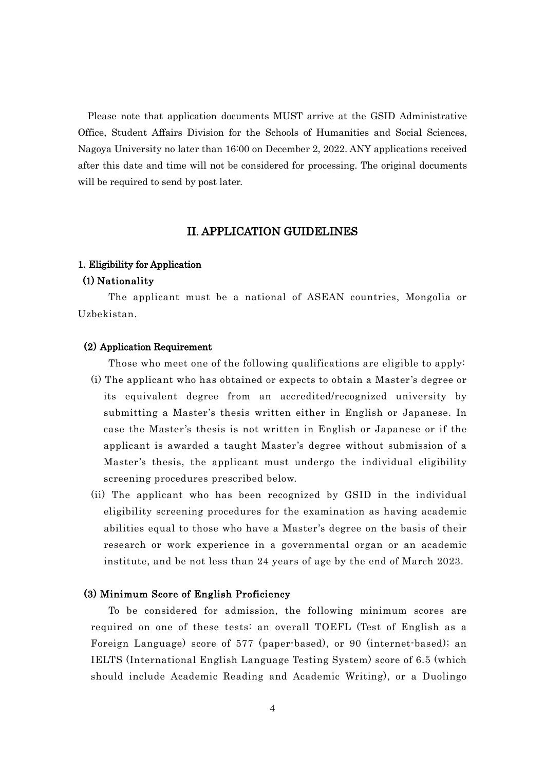Please note that application documents MUST arrive at the GSID Administrative Office, Student Affairs Division for the Schools of Humanities and Social Sciences, Nagoya University no later than 16:00 on December 2, 2022. ANY applications received after this date and time will not be considered for processing. The original documents will be required to send by post later.

## II. APPLICATION GUIDELINES

### 1. Eligibility for Application

#### (1) Nationality

The applicant must be a national of ASEAN countries, Mongolia or Uzbekistan.

#### (2) Application Requirement

Those who meet one of the following qualifications are eligible to apply:

(i) The applicant who has obtained or expects to obtain a Master's degree or its equivalent degree from an accredited/recognized university by submitting a Master's thesis written either in English or Japanese. In case the Master's thesis is not written in English or Japanese or if the applicant is awarded a taught Master's degree without submission of a Master's thesis, the applicant must undergo the individual eligibility screening procedures prescribed below.

(ii) The applicant who has been recognized by GSID in the individual eligibility screening procedures for the examination as having academic abilities equal to those who have a Master's degree on the basis of their research or work experience in a governmental organ or an academic institute, and be not less than 24 years of age by the end of March 2023.

#### (3) Minimum Score of English Proficiency

To be considered for admission, the following minimum scores are required on one of these tests: an overall TOEFL (Test of English as a Foreign Language) score of 577 (paper-based), or 90 (internet-based); an IELTS (International English Language Testing System) score of 6.5 (which should include Academic Reading and Academic Writing), or a Duolingo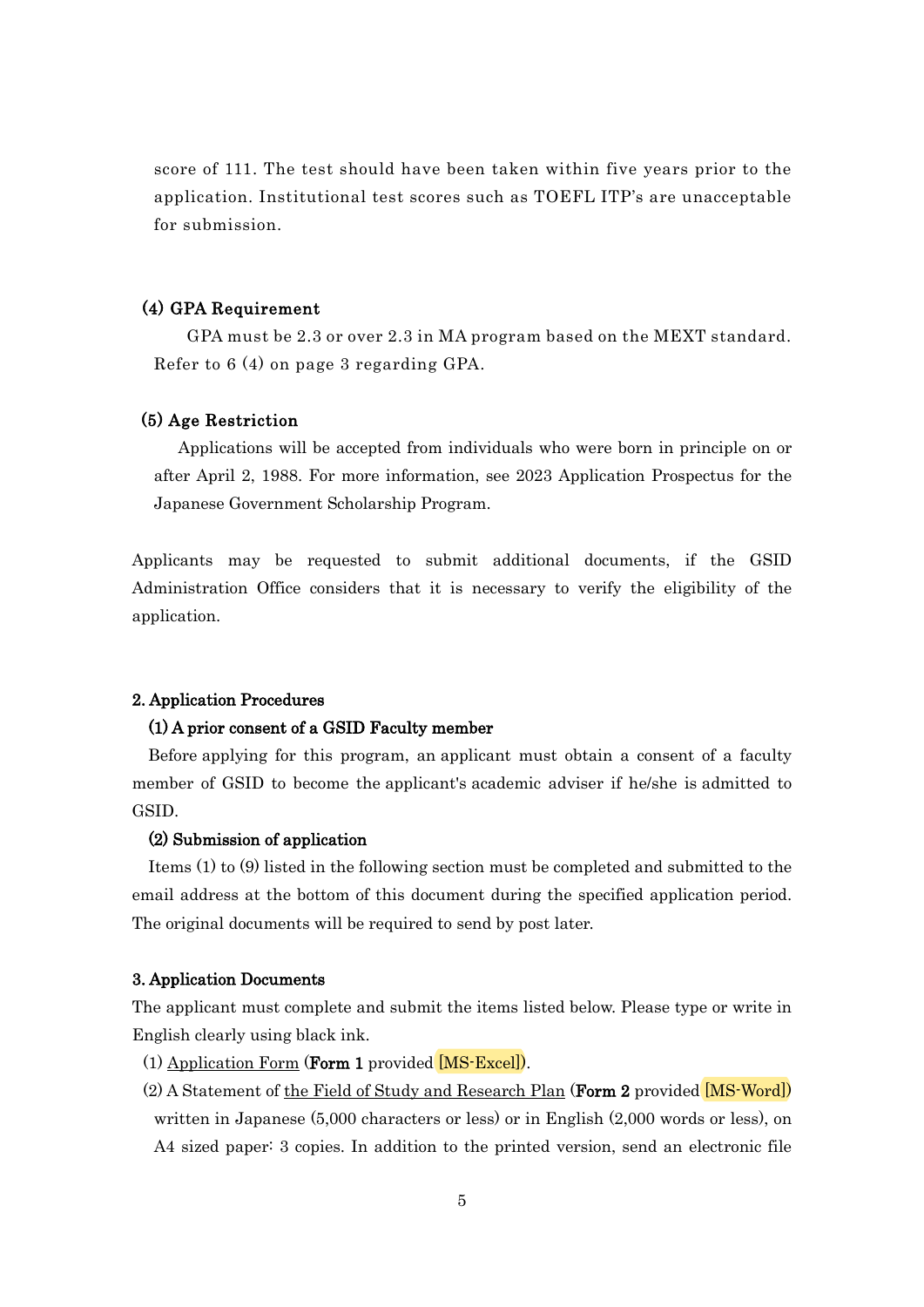score of 111. The test should have been taken within five years prior to the application. Institutional test scores such as TOEFL ITP's are unacceptable for submission.

#### (4) GPA Requirement

GPA must be 2.3 or over 2.3 in MA program based on the MEXT standard. Refer to 6 (4) on page 3 regarding GPA.

#### (5) Age Restriction

Applications will be accepted from individuals who were born in principle on or after April 2, 1988. For more information, see 2023 Application Prospectus for the Japanese Government Scholarship Program.

Applicants may be requested to submit additional documents, if the GSID Administration Office considers that it is necessary to verify the eligibility of the application.

### 2. Application Procedures

#### (1) A prior consent of a GSID Faculty member

Before applying for this program, an applicant must obtain a consent of a faculty member of GSID to become the applicant's academic adviser if he/she is admitted to GSID.

#### (2) Submission of application

Items (1) to (9) listed in the following section must be completed and submitted to the email address at the bottom of this document during the specified application period. The original documents will be required to send by post later.

### 3. Application Documents

The applicant must complete and submit the items listed below. Please type or write in English clearly using black ink.

(1) Application Form (**Form 1** provided [MS-Excel]).

(2) A Statement of the Field of Study and Research Plan (**Form 2** provided [MS-Word]) written in Japanese (5,000 characters or less) or in English (2,000 words or less), on A4 sized paper: 3 copies. In addition to the printed version, send an electronic file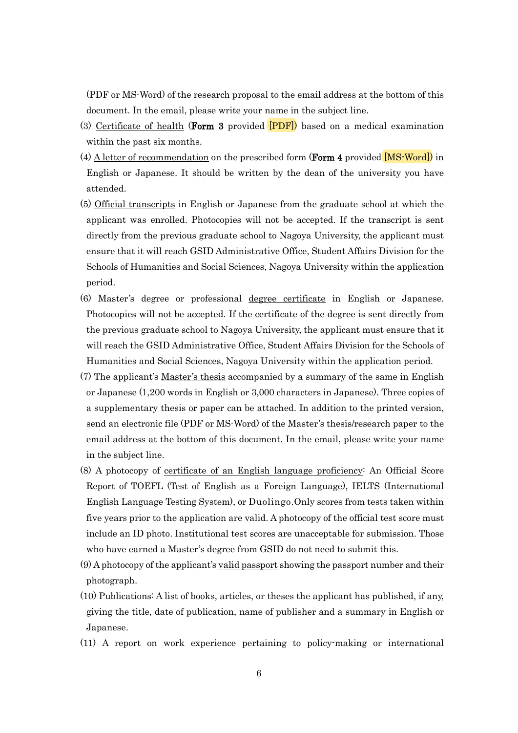(PDF or MS-Word) of the research proposal to the email address at the bottom of this document. In the email, please write your name in the subject line.

(3) Certificate of health (**Form 3** provided [PDF]) based on a medical examination within the past six months.

(4) A letter of recommendation on the prescribed form (**Form 4** provided [MS-Word]) in English or Japanese. It should be written by the dean of the university you have attended.

(5) Official transcripts in English or Japanese from the graduate school at which the applicant was enrolled. Photocopies will not be accepted. If the transcript is sent directly from the previous graduate school to Nagoya University, the applicant must ensure that it will reach GSID Administrative Office, Student Affairs Division for the Schools of Humanities and Social Sciences, Nagoya University within the application period.

(6) Master's degree or professional degree certificate in English or Japanese. Photocopies will not be accepted. If the certificate of the degree is sent directly from the previous graduate school to Nagoya University, the applicant must ensure that it will reach the GSID Administrative Office, Student Affairs Division for the Schools of Humanities and Social Sciences, Nagoya University within the application period.

(7) The applicant's Master's thesis accompanied by a summary of the same in English or Japanese (1,200 words in English or 3,000 characters in Japanese). Three copies of a supplementary thesis or paper can be attached. In addition to the printed version, send an electronic file (PDF or MS-Word) of the Master's thesis/research paper to the email address at the bottom of this document. In the email, please write your name in the subject line.

(8) A photocopy of certificate of an English language proficiency: An Official Score Report of TOEFL (Test of English as a Foreign Language), IELTS (International English Language Testing System), or Duolingo.Only scores from tests taken within five years prior to the application are valid. A photocopy of the official test score must include an ID photo. Institutional test scores are unacceptable for submission. Those who have earned a Master's degree from GSID do not need to submit this.

(9) A photocopy of the applicant's valid passport showing the passport number and their photograph.

(10) Publications: A list of books, articles, or theses the applicant has published, if any, giving the title, date of publication, name of publisher and a summary in English or Japanese.

(11) A report on work experience pertaining to policy-making or international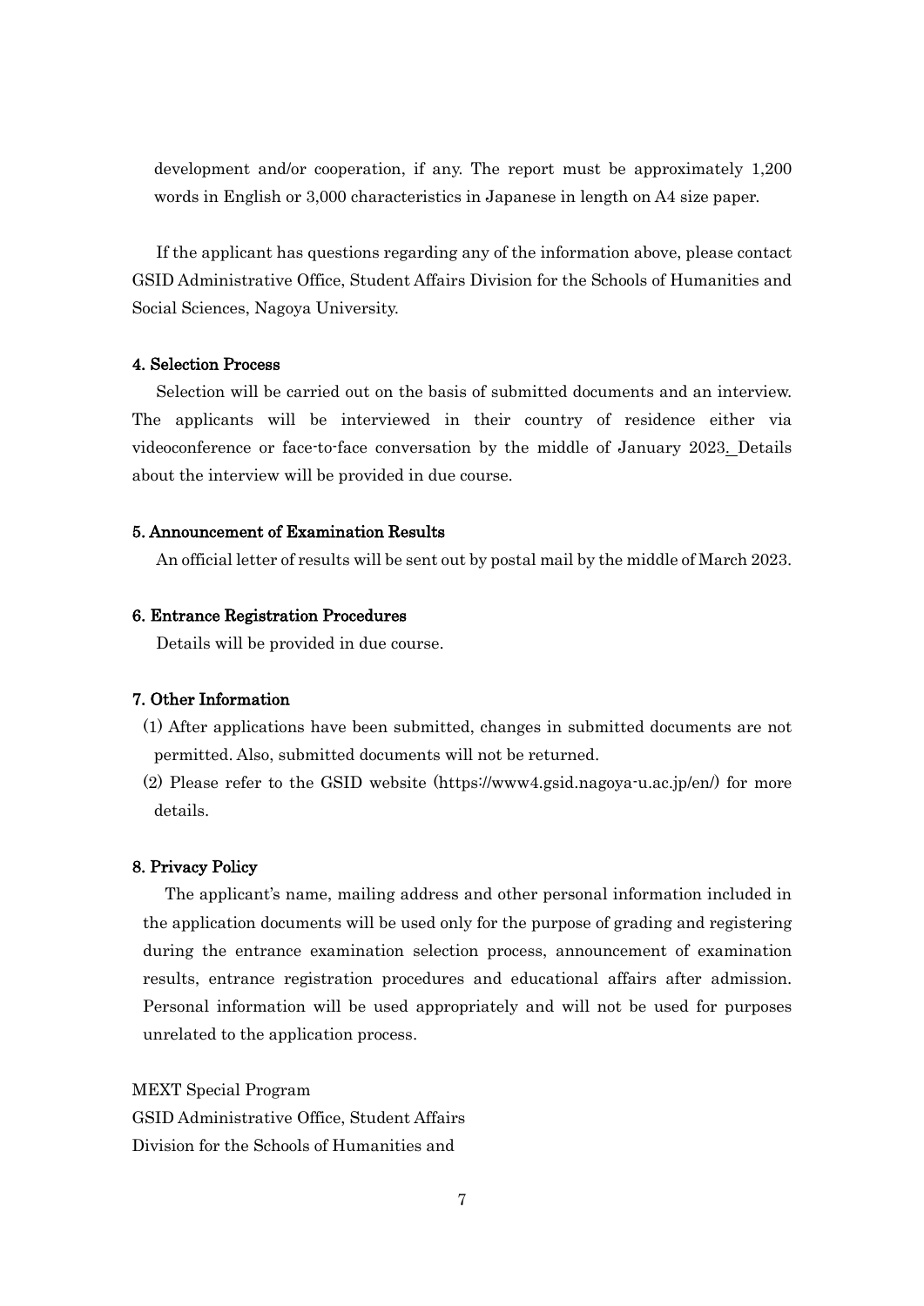development and/or cooperation, if any. The report must be approximately 1,200 words in English or 3,000 characteristics in Japanese in length on A4 size paper.

If the applicant has questions regarding any of the information above, please contact GSID Administrative Office, Student Affairs Division for the Schools of Humanities and Social Sciences, Nagoya University.

#### 4. Selection Process

Selection will be carried out on the basis of submitted documents and an interview. The applicants will be interviewed in their country of residence either via videoconference or face-to-face conversation by the middle of January 2023. Details about the interview will be provided in due course.

#### 5. Announcement of Examination Results

An official letter of results will be sent out by postal mail by the middle of March 2023.

#### 6. Entrance Registration Procedures

Details will be provided in due course.

#### 7. Other Information

(1) After applications have been submitted, changes in submitted documents are not permitted. Also, submitted documents will not be returned.

(2) Please refer to the GSID website (https://www4.gsid.nagoya-u.ac.jp/en/) for more details.

#### 8. Privacy Policy

The applicant's name, mailing address and other personal information included in the application documents will be used only for the purpose of grading and registering during the entrance examination selection process, announcement of examination results, entrance registration procedures and educational affairs after admission. Personal information will be used appropriately and will not be used for purposes unrelated to the application process.

MEXT Special Program
GSID Administrative Office, Student Affairs
Division for the Schools of Humanities and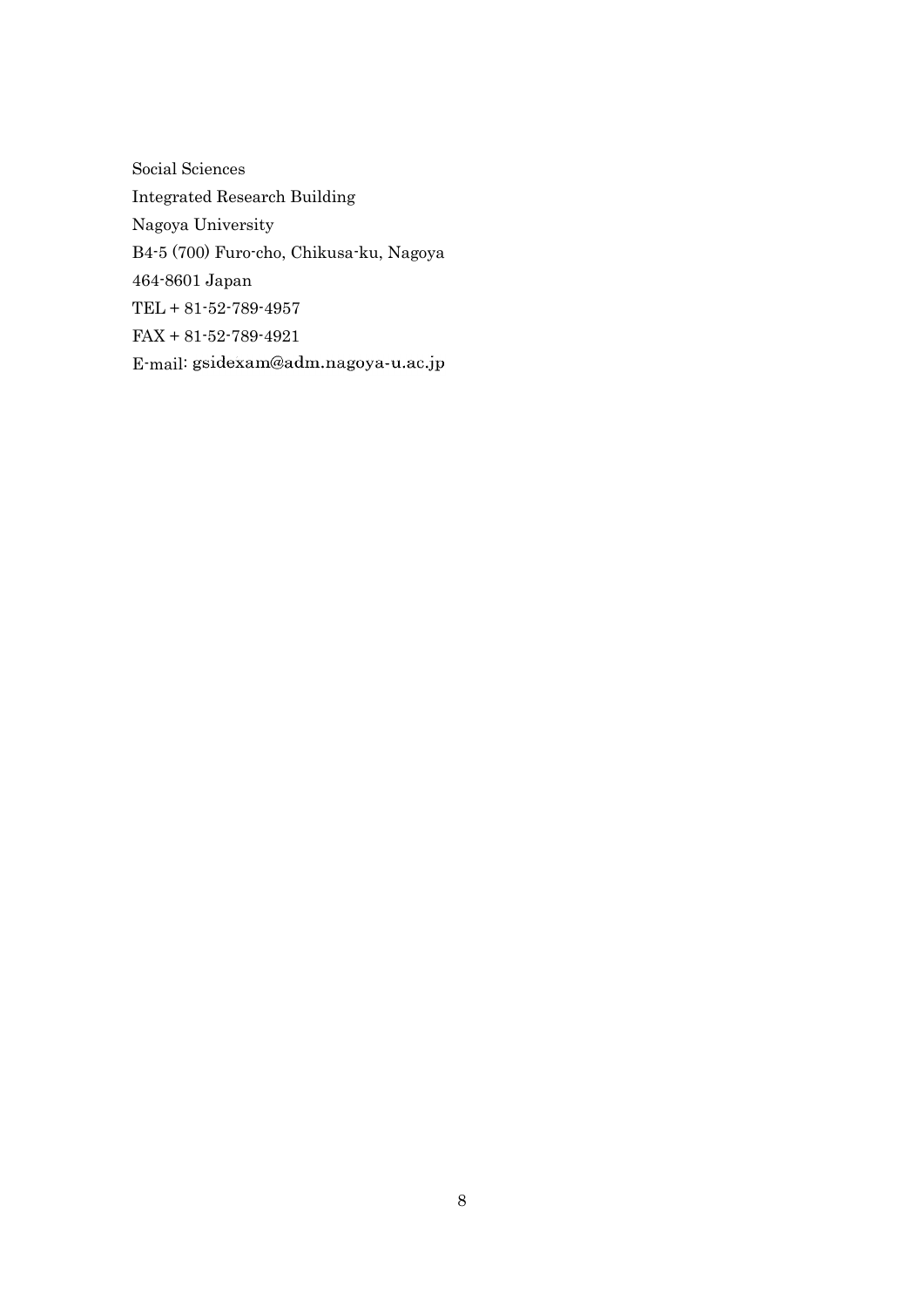Social Sciences
Integrated Research Building
Nagoya University
B4-5 (700) Furo-cho, Chikusa-ku, Nagoya
464-8601 Japan
TEL + 81-52-789-4957
FAX + 81-52-789-4921
E-mail: gsidexam@adm.nagoya-u.ac.jp